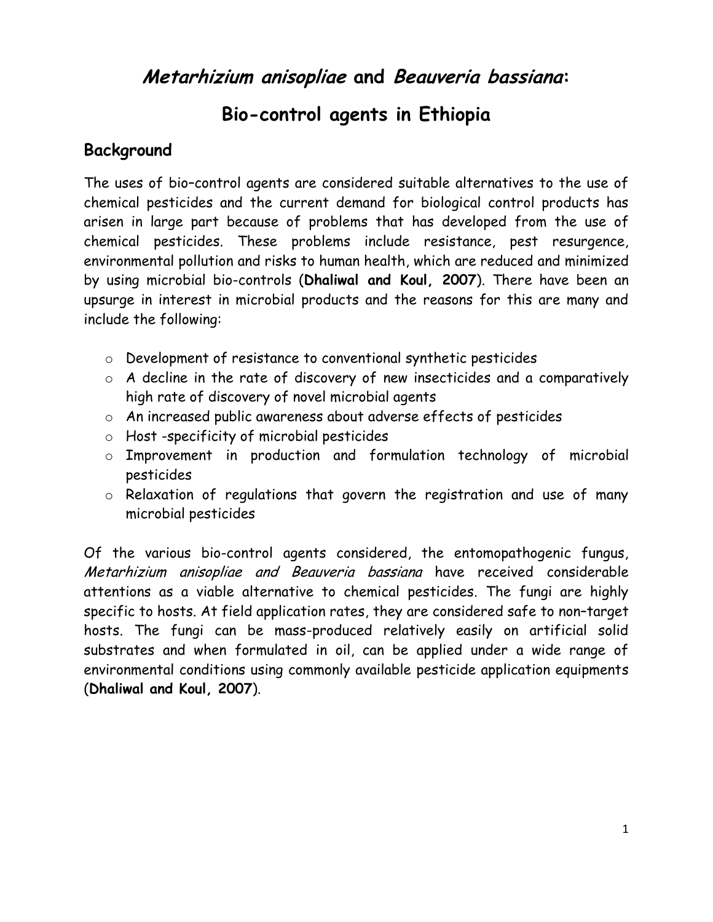# *Metarhizium anisopliae* and *Beauveria bassiana*:

# Bio-control agents in Ethiopia

## Background

The uses of bio–control agents are considered suitable alternatives to the use of chemical pesticides and the current demand for biological control products has arisen in large part because of problems that has developed from the use of chemical pesticides. These problems include resistance, pest resurgence, environmental pollution and risks to human health, which are reduced and minimized by using microbial bio-controls (**Dhaliwal and Koul, 2007**). There have been an upsurge in interest in microbial products and the reasons for this are many and include the following:

- Development of resistance to conventional synthetic pesticides
- A decline in the rate of discovery of new insecticides and a comparatively high rate of discovery of novel microbial agents
- An increased public awareness about adverse effects of pesticides
- Host -specificity of microbial pesticides
- Improvement in production and formulation technology of microbial pesticides
- Relaxation of regulations that govern the registration and use of many microbial pesticides

Of the various bio-control agents considered, the entomopathogenic fungus, *Metarhizium anisopliae and Beauveria bassiana* have received considerable attentions as a viable alternative to chemical pesticides. The fungi are highly specific to hosts. At field application rates, they are considered safe to non–target hosts. The fungi can be mass-produced relatively easily on artificial solid substrates and when formulated in oil, can be applied under a wide range of environmental conditions using commonly available pesticide application equipments (**Dhaliwal and Koul, 2007**).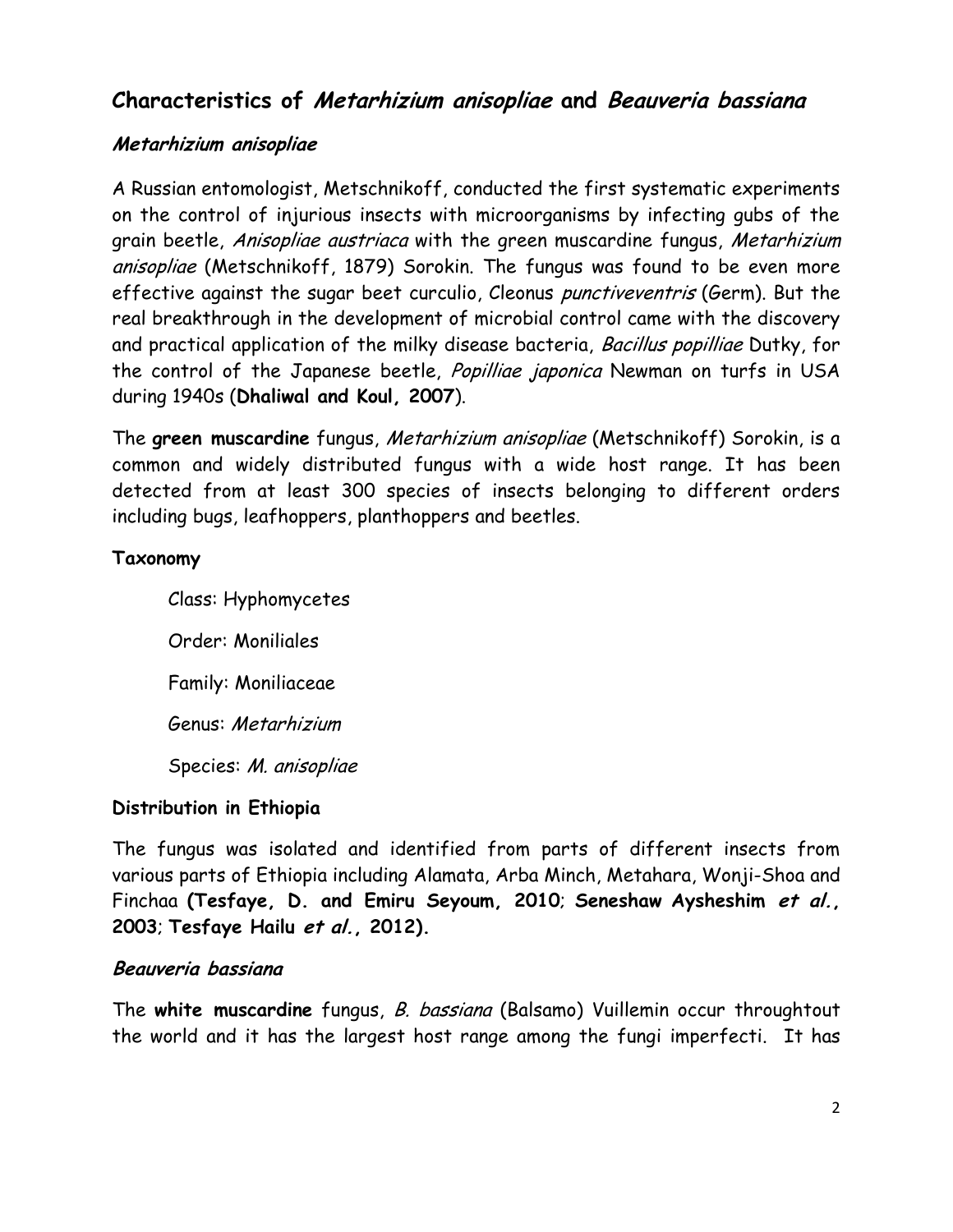## Characteristics of *Metarhizium anisopliae* and *Beauveria bassiana*

### *Metarhizium anisopliae*

A Russian entomologist, Metschnikoff, conducted the first systematic experiments on the control of injurious insects with microorganisms by infecting gubs of the grain beetle, *Anisopliae austriaca* with the green muscardine fungus, *Metarhizium anisopliae* (Metschnikoff, 1879) Sorokin. The fungus was found to be even more effective against the sugar beet curculio, Cleonus *punctiveventris* (Germ). But the real breakthrough in the development of microbial control came with the discovery and practical application of the milky disease bacteria, *Bacillus popilliae* Dutky, for the control of the Japanese beetle, *Popilliae japonica* Newman on turfs in USA during 1940s (**Dhaliwal and Koul, 2007**).

The **green muscardine** fungus, *Metarhizium anisopliae* (Metschnikoff) Sorokin, is a common and widely distributed fungus with a wide host range. It has been detected from at least 300 species of insects belonging to different orders including bugs, leafhoppers, planthoppers and beetles.

**Taxonomy**

Class: Hyphomycetes

Order: Moniliales

Family: Moniliaceae

Genus: *Metarhizium*

Species: *M. anisopliae*

**Distribution in Ethiopia**

The fungus was isolated and identified from parts of different insects from various parts of Ethiopia including Alamata, Arba Minch, Metahara, Wonji-Shoa and Finchaa **(Tesfaye, D. and Emiru Seyoum, 2010**; **Seneshaw Aysheshim *et al.*, 2003**; **Tesfaye Hailu *et al.*, 2012).**

### *Beauveria bassiana*

The **white muscardine** fungus, *B. bassiana* (Balsamo) Vuillemin occur throughtout the world and it has the largest host range among the fungi imperfecti. It has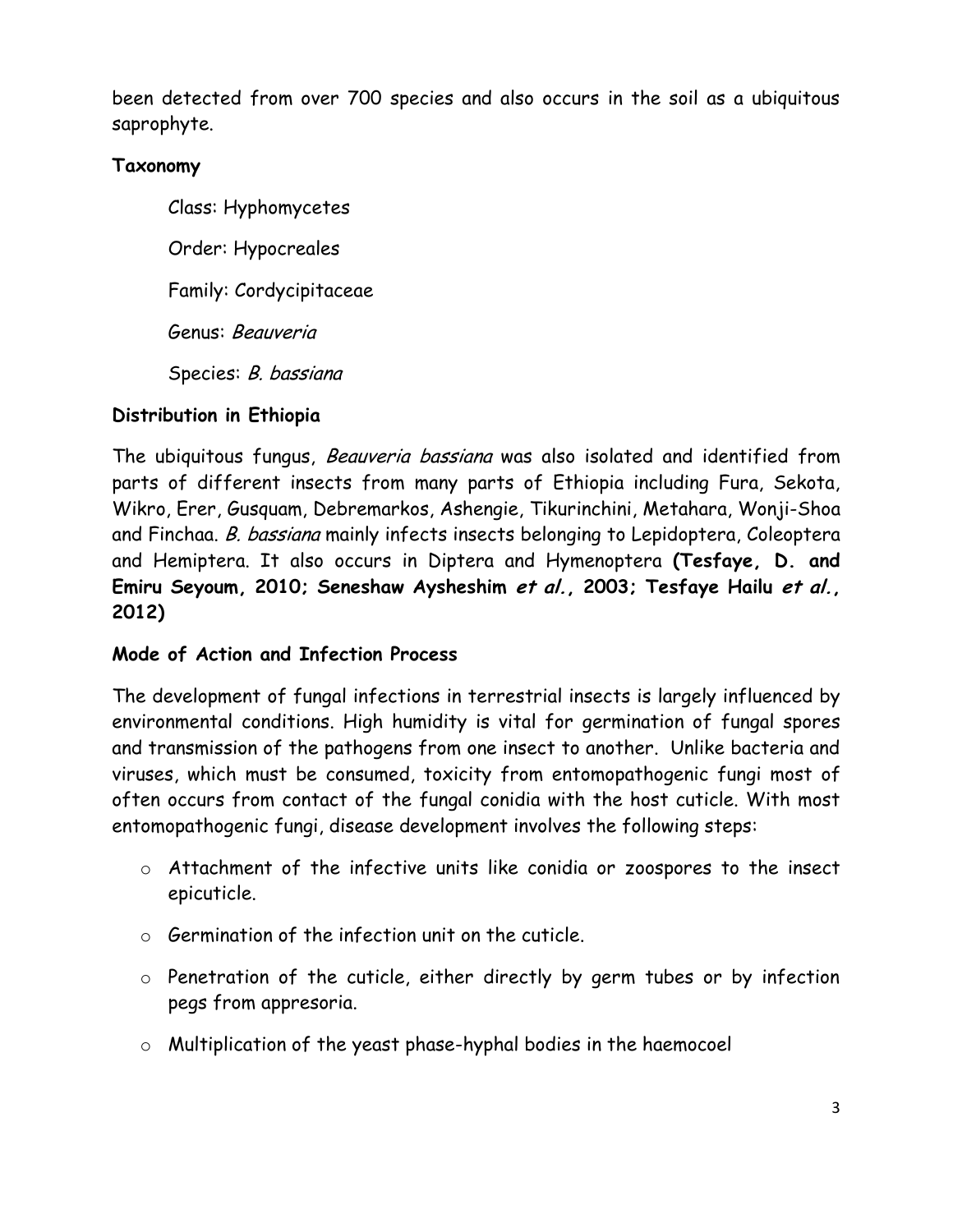been detected from over 700 species and also occurs in the soil as a ubiquitous saprophyte.

**Taxonomy**

Class: Hyphomycetes

Order: Hypocreales

Family: Cordycipitaceae

Genus: *Beauveria*

Species: *B. bassiana*

**Distribution in Ethiopia**

The ubiquitous fungus, *Beauveria bassiana* was also isolated and identified from parts of different insects from many parts of Ethiopia including Fura, Sekota, Wikro, Erer, Gusquam, Debremarkos, Ashengie, Tikurinchini, Metahara, Wonji-Shoa and Finchaa. *B. bassiana* mainly infects insects belonging to Lepidoptera, Coleoptera and Hemiptera. It also occurs in Diptera and Hymenoptera **(Tesfaye, D. and Emiru Seyoum, 2010; Seneshaw Aysheshim *et al.*, 2003; Tesfaye Hailu *et al.*, 2012)**

**Mode of Action and Infection Process**

The development of fungal infections in terrestrial insects is largely influenced by environmental conditions. High humidity is vital for germination of fungal spores and transmission of the pathogens from one insect to another. Unlike bacteria and viruses, which must be consumed, toxicity from entomopathogenic fungi most of often occurs from contact of the fungal conidia with the host cuticle. With most entomopathogenic fungi, disease development involves the following steps:

- Attachment of the infective units like conidia or zoospores to the insect epicuticle.
- Germination of the infection unit on the cuticle.
- Penetration of the cuticle, either directly by germ tubes or by infection pegs from appresoria.
- Multiplication of the yeast phase-hyphal bodies in the haemocoel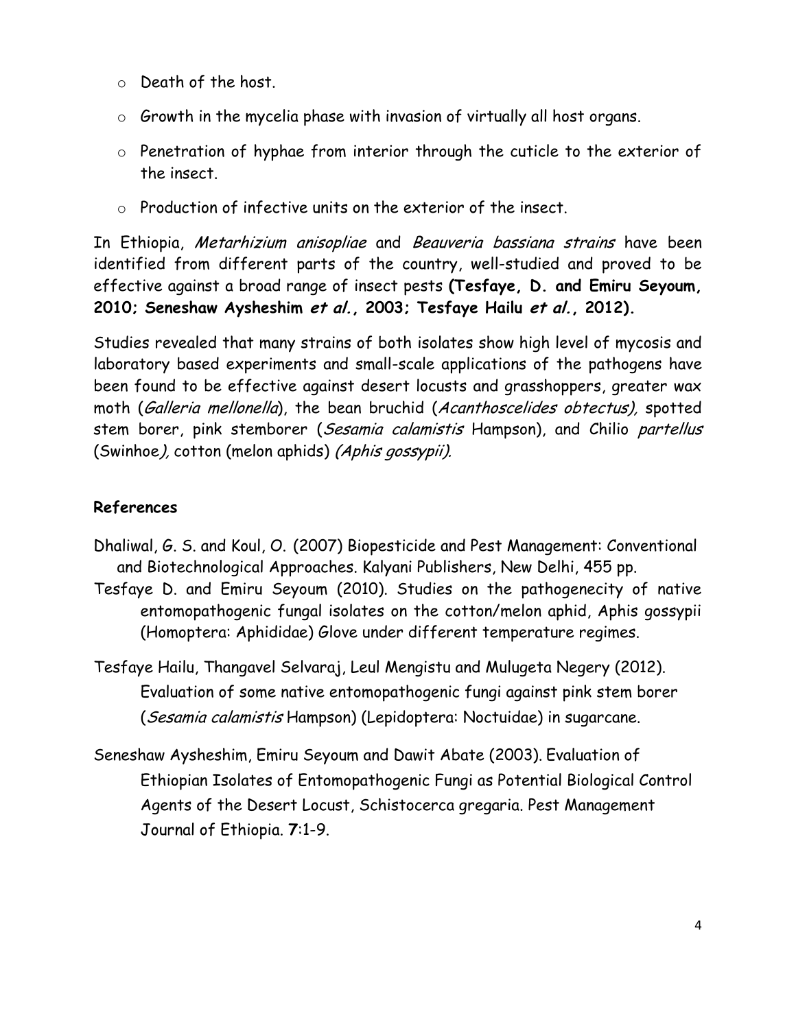- Death of the host.
- Growth in the mycelia phase with invasion of virtually all host organs.
- Penetration of hyphae from interior through the cuticle to the exterior of the insect.
- Production of infective units on the exterior of the insect.

In Ethiopia, *Metarhizium anisopliae* and *Beauveria bassiana strains* have been identified from different parts of the country, well-studied and proved to be effective against a broad range of insect pests **(Tesfaye, D. and Emiru Seyoum, 2010; Seneshaw Aysheshim *et al.*, 2003; Tesfaye Hailu *et al.*, 2012).**

Studies revealed that many strains of both isolates show high level of mycosis and laboratory based experiments and small-scale applications of the pathogens have been found to be effective against desert locusts and grasshoppers, greater wax moth (*Galleria mellonella*), the bean bruchid (*Acanthoscelides obtectus),* spotted stem borer, pink stemborer (*Sesamia calamistis* Hampson), and Chilio *partellus* (Swinhoe*),* cotton (melon aphids) *(Aphis gossypii).*

## References

Dhaliwal, G. S. and Koul, O. (2007) Biopesticide and Pest Management: Conventional and Biotechnological Approaches. Kalyani Publishers, New Delhi, 455 pp.

Tesfaye D. and Emiru Seyoum (2010). Studies on the pathogenecity of native entomopathogenic fungal isolates on the cotton/melon aphid, Aphis gossypii (Homoptera: Aphididae) Glove under different temperature regimes.

Tesfaye Hailu, Thangavel Selvaraj, Leul Mengistu and Mulugeta Negery (2012). Evaluation of some native entomopathogenic fungi against pink stem borer (*Sesamia calamistis* Hampson) (Lepidoptera: Noctuidae) in sugarcane.

Seneshaw Aysheshim, Emiru Seyoum and Dawit Abate (2003). Evaluation of Ethiopian Isolates of Entomopathogenic Fungi as Potential Biological Control Agents of the Desert Locust, Schistocerca gregaria. Pest Management Journal of Ethiopia. **7**:1-9.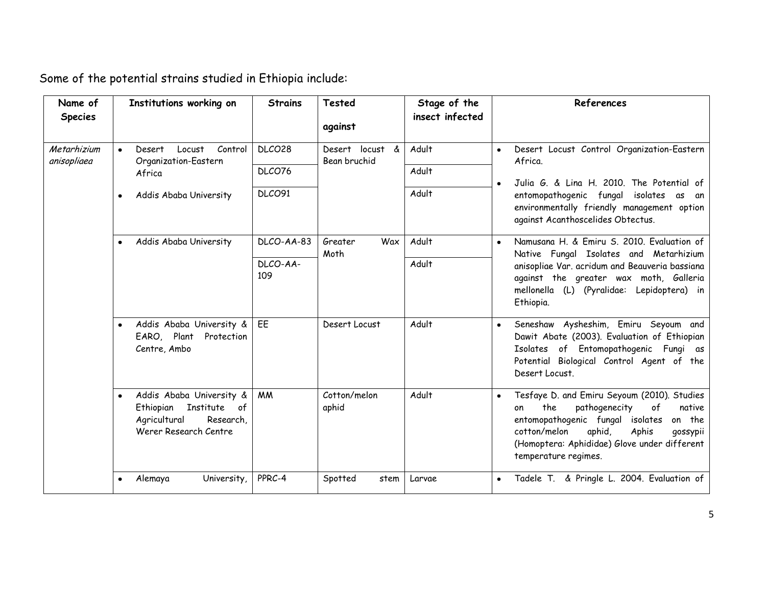Some of the potential strains studied in Ethiopia include:

| Name of Species | Institutions working on | Strains | Tested against | Stage of the insect infected | References |
|---|---|---|---|---|---|
| *Metarhizium anisopliaea* | • Desert Locust Control Organization-Eastern Africa<br>• Addis Ababa University | DLCO28 | Desert locust & Bean bruchid | Adult | • Desert Locust Control Organization-Eastern Africa.<br>• Julia G. & Lina H. 2010. The Potential of entomopathogenic fungal isolates as an environmentally friendly management option against Acanthoscelides Obtectus. |
| | | DLCO76 | | Adult | |
| | | DLCO91 | | Adult | |
| | • Addis Ababa University | DLCO-AA-83 | Greater Wax Moth | Adult | • Namusana H. & Emiru S. 2010. Evaluation of Native Fungal Isolates and Metarhizium anisopliae Var. acridum and Beauveria bassiana against the greater wax moth, Galleria mellonella (L) (Pyralidae: Lepidoptera) in Ethiopia. |
| | | DLCO-AA-109 | | Adult | |
| | • Addis Ababa University & EARO, Plant Protection Centre, Ambo | EE | Desert Locust | Adult | • Seneshaw Aysheshim, Emiru Seyoum and Dawit Abate (2003). Evaluation of Ethiopian Isolates of Entomopathogenic Fungi as Potential Biological Control Agent of the Desert Locust. |
| | • Addis Ababa University & Ethiopian Institute of Agricultural Research, Werer Research Centre | MM | Cotton/melon aphid | Adult | • Tesfaye D. and Emiru Seyoum (2010). Studies on the pathogenecity of native entomopathogenic fungal isolates on the cotton/melon aphid, Aphis gossypii (Homoptera: Aphididae) Glove under different temperature regimes. |
| | • Alemaya University, | PPRC-4 | Spotted stem | Larvae | • Tadele T. & Pringle L. 2004. Evaluation of |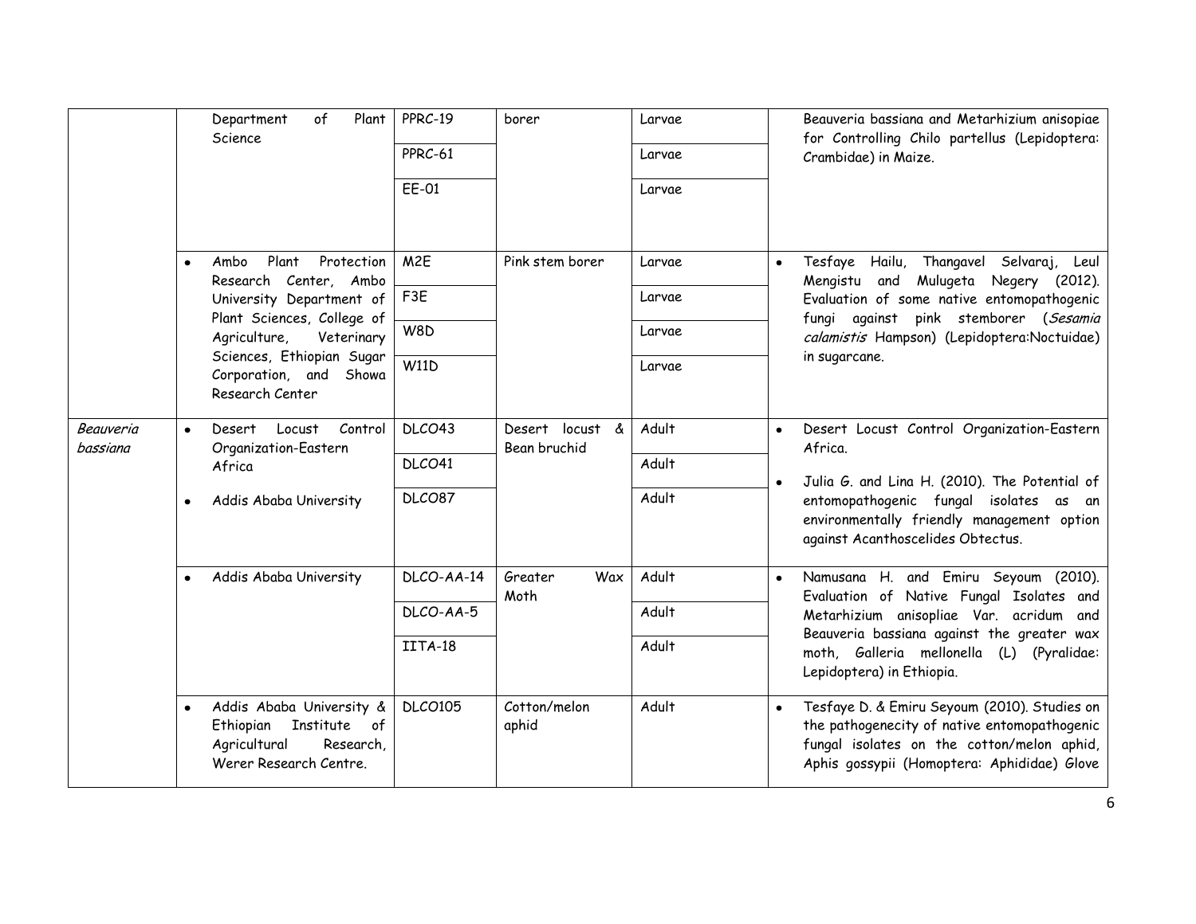| | | | | | |
|---|---|---|---|---|---|
| | Department of Plant Science | PPRC-19 | borer | Larvae | Beauveria bassiana and Metarhizium anisopiae for Controlling Chilo partellus (Lepidoptera: Crambidae) in Maize. |
| | | PPRC-61 | | Larvae | |
| | | EE-01 | | Larvae | |
| | • Ambo Plant Protection Research Center, Ambo University Department of Plant Sciences, College of Agriculture, Veterinary Sciences, Ethiopian Sugar Corporation, and Showa Research Center | M2E | Pink stem borer | Larvae | • Tesfaye Hailu, Thangavel Selvaraj, Leul Mengistu and Mulugeta Negery (2012). Evaluation of some native entomopathogenic fungi against pink stemborer (*Sesamia calamistis* Hampson) (Lepidoptera:Noctuidae) in sugarcane. |
| | | F3E | | Larvae | |
| | | W8D | | Larvae | |
| | | W11D | | Larvae | |
| *Beauveria bassiana* | • Desert Locust Control Organization-Eastern Africa<br>• Addis Ababa University | DLCO43 | Desert locust & Bean bruchid | Adult | • Desert Locust Control Organization-Eastern Africa.<br>• Julia G. and Lina H. (2010). The Potential of entomopathogenic fungal isolates as an environmentally friendly management option against Acanthoscelides Obtectus. |
| | | DLCO41 | | Adult | |
| | | DLCO87 | | Adult | |
| | • Addis Ababa University | DLCO-AA-14 | Greater Wax Moth | Adult | • Namusana H. and Emiru Seyoum (2010). Evaluation of Native Fungal Isolates and Metarhizium anisopliae Var. acridum and Beauveria bassiana against the greater wax moth, Galleria mellonella (L) (Pyralidae: Lepidoptera) in Ethiopia. |
| | | DLCO-AA-5 | | Adult | |
| | | IITA-18 | | Adult | |
| | • Addis Ababa University & Ethiopian Institute of Agricultural Research, Werer Research Centre. | DLCO105 | Cotton/melon aphid | Adult | • Tesfaye D. & Emiru Seyoum (2010). Studies on the pathogenecity of native entomopathogenic fungal isolates on the cotton/melon aphid, Aphis gossypii (Homoptera: Aphididae) Glove |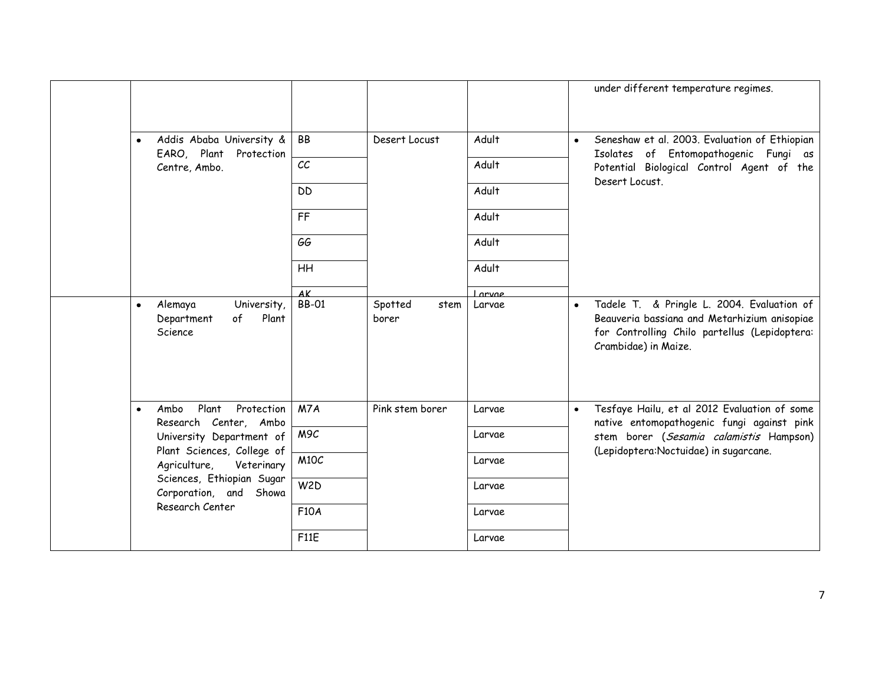| | | | | | |
|---|---|---|---|---|---|
| | | | | | under different temperature regimes. |
| | • Addis Ababa University & EARO, Plant Protection Centre, Ambo. | BB | Desert Locust | Adult | • Seneshaw et al. 2003. Evaluation of Ethiopian Isolates of Entomopathogenic Fungi as Potential Biological Control Agent of the Desert Locust. |
| | | CC | | Adult | |
| | | DD | | Adult | |
| | | FF | | Adult | |
| | | GG | | Adult | |
| | | HH | | Adult | |
| | | AK | | Larvae | |
| | • Alemaya University, Department of Plant Science | BB-01 | Spotted stem borer | Larvae | • Tadele T. & Pringle L. 2004. Evaluation of Beauveria bassiana and Metarhizium anisopiae for Controlling Chilo partellus (Lepidoptera: Crambidae) in Maize. |
| | • Ambo Plant Protection Research Center, Ambo University Department of Plant Sciences, College of Agriculture, Veterinary Sciences, Ethiopian Sugar Corporation, and Showa Research Center | M7A | Pink stem borer | Larvae | • Tesfaye Hailu, et al 2012 Evaluation of some native entomopathogenic fungi against pink stem borer (*Sesamia calamistis* Hampson) (Lepidoptera:Noctuidae) in sugarcane. |
| | | M9C | | Larvae | |
| | | M10C | | Larvae | |
| | | W2D | | Larvae | |
| | | F10A | | Larvae | |
| | | F11E | | Larvae | |